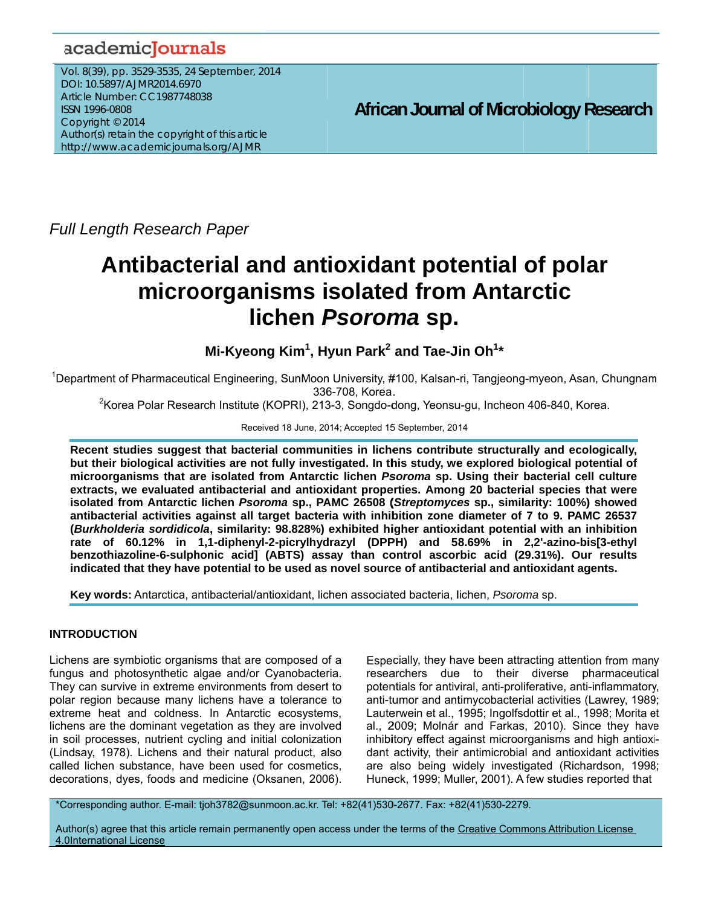Full Length Research Paper

# Antibacterial and antioxidant potential of polar microorganisms isolated from Antarctic lichen *Psoroma* sp.

**Mi-Kyeong Kim[1], Hyun Park[2] and Tae-Jin Oh[1]***

[1]Department of Pharmaceutical Engineering, SunMoon University, #100, Kalsan-ri, Tangjeong-myeon, Asan, Chungnam 336-708, Korea.

[2]Korea Polar Research Institute (KOPRI), 213-3, Songdo-dong, Yeonsu-gu, Incheon 406-840, Korea.

Received 18 June, 2014; Accepted 15 September, 2014

**Recent studies suggest that bacterial communities in lichens contribute structurally and ecologically, but their biological activities are not fully investigated. In this study, we explored biological potential of microorganisms that are isolated from Antarctic lichen *Psoroma* sp. Using their bacterial cell culture extracts, we evaluated antibacterial and antioxidant properties. Among 20 bacterial species that were isolated from Antarctic lichen *Psoroma* sp., PAMC 26508 (*Streptomyces* sp., similarity: 100%) showed antibacterial activities against all target bacteria with inhibition zone diameter of 7 to 9. PAMC 26537 (*Burkholderia sordidicola*, similarity: 98.828%) exhibited higher antioxidant potential with an inhibition rate of 60.12% in 1,1-diphenyl-2-picrylhydrazyl (DPPH) and 58.69% in 2,2'-azino-bis[3-ethyl benzothiazoline-6-sulphonic acid] (ABTS) assay than control ascorbic acid (29.31%). Our results indicated that they have potential to be used as novel source of antibacterial and antioxidant agents.**

**Key words:** Antarctica, antibacterial/antioxidant, lichen associated bacteria, lichen, *Psoroma* sp.

## INTRODUCTION

Lichens are symbiotic organisms that are composed of a fungus and photosynthetic algae and/or Cyanobacteria. They can survive in extreme environments from desert to polar region because many lichens have a tolerance to extreme heat and coldness. In Antarctic ecosystems, lichens are the dominant vegetation as they are involved in soil processes, nutrient cycling and initial colonization (Lindsay, 1978). Lichens and their natural product, also called lichen substance, have been used for cosmetics, decorations, dyes, foods and medicine (Oksanen, 2006). Especially, they have been attracting attention from many researchers due to their diverse pharmaceutical potentials for antiviral, anti-proliferative, anti-inflammatory, anti-tumor and antimycobacterial activities (Lawrey, 1989; Lauterwein et al., 1995; Ingolfsdottir et al., 1998; Morita et al., 2009; Molnár and Farkas, 2010). Since they have inhibitory effect against microorganisms and high antioxidant activity, their antimicrobial and antioxidant activities are also being widely investigated (Richardson, 1998; Huneck, 1999; Muller, 2001). A few studies reported that

*Corresponding author. E-mail: tjoh3782@sunmoon.ac.kr. Tel: +82(41)530-2677. Fax: +82(41)530-2279.

Author(s) agree that this article remain permanently open access under the terms of the Creative Commons Attribution License 4.0International License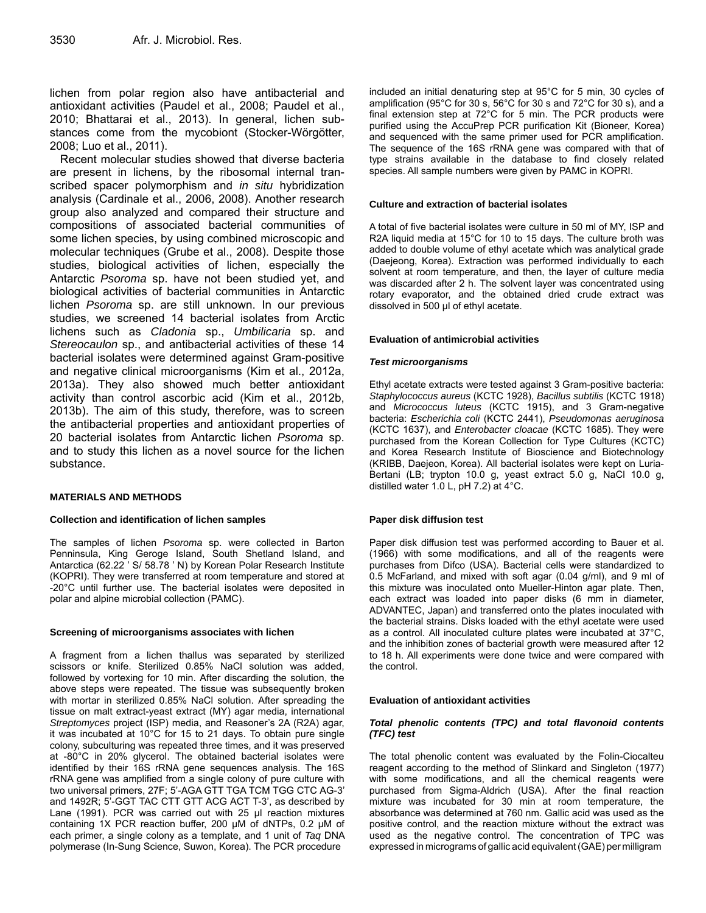lichen from polar region also have antibacterial and antioxidant activities (Paudel et al., 2008; Paudel et al., 2010; Bhattarai et al., 2013). In general, lichen substances come from the mycobiont (Stocker-Wörgötter, 2008; Luo et al., 2011).

Recent molecular studies showed that diverse bacteria are present in lichens, by the ribosomal internal transcribed spacer polymorphism and *in situ* hybridization analysis (Cardinale et al., 2006, 2008). Another research group also analyzed and compared their structure and compositions of associated bacterial communities of some lichen species, by using combined microscopic and molecular techniques (Grube et al., 2008). Despite those studies, biological activities of lichen, especially the Antarctic *Psoroma* sp. have not been studied yet, and biological activities of bacterial communities in Antarctic lichen *Psoroma* sp. are still unknown. In our previous studies, we screened 14 bacterial isolates from Arctic lichens such as *Cladonia* sp., *Umbilicaria* sp. and *Stereocaulon* sp., and antibacterial activities of these 14 bacterial isolates were determined against Gram-positive and negative clinical microorganisms (Kim et al., 2012a, 2013a). They also showed much better antioxidant activity than control ascorbic acid (Kim et al., 2012b, 2013b). The aim of this study, therefore, was to screen the antibacterial properties and antioxidant properties of 20 bacterial isolates from Antarctic lichen *Psoroma* sp. and to study this lichen as a novel source for the lichen substance.

## MATERIALS AND METHODS

### Collection and identification of lichen samples

The samples of lichen *Psoroma* sp. were collected in Barton Penninsula, King Geroge Island, South Shetland Island, and Antarctica (62.22 ' S/ 58.78 ' N) by Korean Polar Research Institute (KOPRI). They were transferred at room temperature and stored at -20°C until further use. The bacterial isolates were deposited in polar and alpine microbial collection (PAMC).

### Screening of microorganisms associates with lichen

A fragment from a lichen thallus was separated by sterilized scissors or knife. Sterilized 0.85% NaCl solution was added, followed by vortexing for 10 min. After discarding the solution, the above steps were repeated. The tissue was subsequently broken with mortar in sterilized 0.85% NaCl solution. After spreading the tissue on malt extract-yeast extract (MY) agar media, international *Streptomyces* project (ISP) media, and Reasoner's 2A (R2A) agar, it was incubated at 10°C for 15 to 21 days. To obtain pure single colony, subculturing was repeated three times, and it was preserved at -80°C in 20% glycerol. The obtained bacterial isolates were identified by their 16S rRNA gene sequences analysis. The 16S rRNA gene was amplified from a single colony of pure culture with two universal primers, 27F; 5'-AGA GTT TGA TCM TGG CTC AG-3' and 1492R; 5'-GGT TAC CTT GTT ACG ACT T-3', as described by Lane (1991). PCR was carried out with 25 µl reaction mixtures containing 1X PCR reaction buffer, 200 µM of dNTPs, 0.2 µM of each primer, a single colony as a template, and 1 unit of *Taq* DNA polymerase (In-Sung Science, Suwon, Korea). The PCR procedure included an initial denaturing step at 95°C for 5 min, 30 cycles of amplification (95°C for 30 s, 56°C for 30 s and 72°C for 30 s), and a final extension step at 72°C for 5 min. The PCR products were purified using the AccuPrep PCR purification Kit (Bioneer, Korea) and sequenced with the same primer used for PCR amplification. The sequence of the 16S rRNA gene was compared with that of type strains available in the database to find closely related species. All sample numbers were given by PAMC in KOPRI.

### Culture and extraction of bacterial isolates

A total of five bacterial isolates were culture in 50 ml of MY, ISP and R2A liquid media at 15°C for 10 to 15 days. The culture broth was added to double volume of ethyl acetate which was analytical grade (Daejeong, Korea). Extraction was performed individually to each solvent at room temperature, and then, the layer of culture media was discarded after 2 h. The solvent layer was concentrated using rotary evaporator, and the obtained dried crude extract was dissolved in 500 µl of ethyl acetate.

### Evaluation of antimicrobial activities

#### *Test microorganisms*

Ethyl acetate extracts were tested against 3 Gram-positive bacteria: *Staphylococcus aureus* (KCTC 1928), *Bacillus subtilis* (KCTC 1918) and *Micrococcus luteus* (KCTC 1915), and 3 Gram-negative bacteria: *Escherichia coli* (KCTC 2441), *Pseudomonas aeruginosa* (KCTC 1637), and *Enterobacter cloacae* (KCTC 1685). They were purchased from the Korean Collection for Type Cultures (KCTC) and Korea Research Institute of Bioscience and Biotechnology (KRIBB, Daejeon, Korea). All bacterial isolates were kept on Luria-Bertani (LB; trypton 10.0 g, yeast extract 5.0 g, NaCl 10.0 g, distilled water 1.0 L, pH 7.2) at 4°C.

### Paper disk diffusion test

Paper disk diffusion test was performed according to Bauer et al. (1966) with some modifications, and all of the reagents were purchases from Difco (USA). Bacterial cells were standardized to 0.5 McFarland, and mixed with soft agar (0.04 g/ml), and 9 ml of this mixture was inoculated onto Mueller-Hinton agar plate. Then, each extract was loaded into paper disks (6 mm in diameter, ADVANTEC, Japan) and transferred onto the plates inoculated with the bacterial strains. Disks loaded with the ethyl acetate were used as a control. All inoculated culture plates were incubated at 37°C, and the inhibition zones of bacterial growth were measured after 12 to 18 h. All experiments were done twice and were compared with the control.

### Evaluation of antioxidant activities

#### *Total phenolic contents (TPC) and total flavonoid contents (TFC) test*

The total phenolic content was evaluated by the Folin-Ciocalteu reagent according to the method of Slinkard and Singleton (1977) with some modifications, and all the chemical reagents were purchased from Sigma-Aldrich (USA). After the final reaction mixture was incubated for 30 min at room temperature, the absorbance was determined at 760 nm. Gallic acid was used as the positive control, and the reaction mixture without the extract was used as the negative control. The concentration of TPC was expressed in micrograms of gallic acid equivalent (GAE) per milligram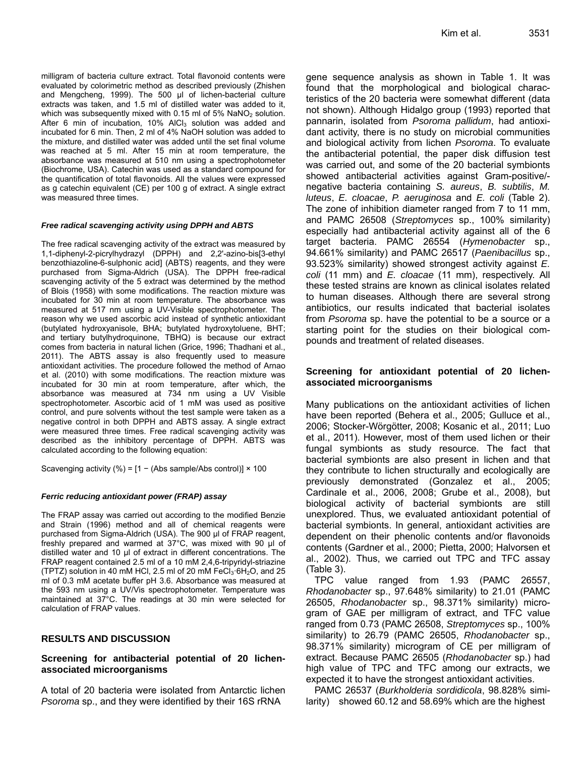milligram of bacteria culture extract. Total flavonoid contents were evaluated by colorimetric method as described previously (Zhishen and Mengcheng, 1999). The 500 µl of lichen-bacterial culture extracts was taken, and 1.5 ml of distilled water was added to it, which was subsequently mixed with 0.15 ml of 5% $NaNO_2$ solution. After 6 min of incubation, 10% $AlCl_3$ solution was added and incubated for 6 min. Then, 2 ml of 4% NaOH solution was added to the mixture, and distilled water was added until the set final volume was reached at 5 ml. After 15 min at room temperature, the absorbance was measured at 510 nm using a spectrophotometer (Biochrome, USA). Catechin was used as a standard compound for the quantification of total flavonoids. All the values were expressed as g catechin equivalent (CE) per 100 g of extract. A single extract was measured three times.

#### *Free radical scavenging activity using DPPH and ABTS*

The free radical scavenging activity of the extract was measured by 1,1-diphenyl-2-picrylhydrazyl (DPPH) and 2,2'-azino-bis[3-ethyl benzothiazoline-6-sulphonic acid] (ABTS) reagents, and they were purchased from Sigma-Aldrich (USA). The DPPH free-radical scavenging activity of the 5 extract was determined by the method of Blois (1958) with some modifications. The reaction mixture was incubated for 30 min at room temperature. The absorbance was measured at 517 nm using a UV-Visible spectrophotometer. The reason why we used ascorbic acid instead of synthetic antioxidant (butylated hydroxyanisole, BHA; butylated hydroxytoluene, BHT; and tertiary butylhydroquinone, TBHQ) is because our extract comes from bacteria in natural lichen (Grice, 1996; Thadhani et al., 2011). The ABTS assay is also frequently used to measure antioxidant activities. The procedure followed the method of Arnao et al. (2010) with some modifications. The reaction mixture was incubated for 30 min at room temperature, after which, the absorbance was measured at 734 nm using a UV Visible spectrophotometer. Ascorbic acid of 1 mM was used as positive control, and pure solvents without the test sample were taken as a negative control in both DPPH and ABTS assay. A single extract were measured three times. Free radical scavenging activity was described as the inhibitory percentage of DPPH. ABTS was calculated according to the following equation:

$$\text{Scavenging activity (\%)} = [1 - (\text{Abs sample}/\text{Abs control})] \times 100$$

#### *Ferric reducing antioxidant power (FRAP) assay*

The FRAP assay was carried out according to the modified Benzie and Strain (1996) method and all of chemical reagents were purchased from Sigma-Aldrich (USA). The 900 µl of FRAP reagent, freshly prepared and warmed at 37°C, was mixed with 90 µl of distilled water and 10 µl of extract in different concentrations. The FRAP reagent contained 2.5 ml of a 10 mM 2,4,6-tripyridyl-striazine (TPTZ) solution in 40 mM HCl, 2.5 ml of 20 mM $FeCl_3{\cdot}6H_2O$, and 25 ml of 0.3 mM acetate buffer pH 3.6. Absorbance was measured at the 593 nm using a UV/Vis spectrophotometer. Temperature was maintained at 37°C. The readings at 30 min were selected for calculation of FRAP values.

## RESULTS AND DISCUSSION

### Screening for antibacterial potential of 20 lichen-associated microorganisms

A total of 20 bacteria were isolated from Antarctic lichen *Psoroma* sp., and they were identified by their 16S rRNA gene sequence analysis as shown in Table 1. It was found that the morphological and biological characteristics of the 20 bacteria were somewhat different (data not shown). Although Hidalgo group (1993) reported that pannarin, isolated from *Psoroma pallidum*, had antioxidant activity, there is no study on microbial communities and biological activity from lichen *Psoroma*. To evaluate the antibacterial potential, the paper disk diffusion test was carried out, and some of the 20 bacterial symbionts showed antibacterial activities against Gram-positive/-negative bacteria containing *S. aureus*, *B. subtilis*, *M. luteus*, *E. cloacae*, *P. aeruginosa* and *E. coli* (Table 2). The zone of inhibition diameter ranged from 7 to 11 mm, and PAMC 26508 (*Streptomyces* sp., 100% similarity) especially had antibacterial activity against all of the 6 target bacteria. PAMC 26554 (*Hymenobacter* sp., 94.661% similarity) and PAMC 26517 (*Paenibacillus* sp., 93.523% similarity) showed strongest activity against *E. coli* (11 mm) and *E. cloacae* (11 mm), respectively. All these tested strains are known as clinical isolates related to human diseases. Although there are several strong antibiotics, our results indicated that bacterial isolates from *Psoroma* sp. have the potential to be a source or a starting point for the studies on their biological compounds and treatment of related diseases.

### Screening for antioxidant potential of 20 lichen-associated microorganisms

Many publications on the antioxidant activities of lichen have been reported (Behera et al., 2005; Gulluce et al., 2006; Stocker-Wörgötter, 2008; Kosanic et al., 2011; Luo et al., 2011). However, most of them used lichen or their fungal symbionts as study resource. The fact that bacterial symbionts are also present in lichen and that they contribute to lichen structurally and ecologically are previously demonstrated (Gonzalez et al., 2005; Cardinale et al., 2006, 2008; Grube et al., 2008), but biological activity of bacterial symbionts are still unexplored. Thus, we evaluated antioxidant potential of bacterial symbionts. In general, antioxidant activities are dependent on their phenolic contents and/or flavonoids contents (Gardner et al., 2000; Pietta, 2000; Halvorsen et al., 2002). Thus, we carried out TPC and TFC assay (Table 3).

TPC value ranged from 1.93 (PAMC 26557, *Rhodanobacter* sp., 97.648% similarity) to 21.01 (PAMC 26505, *Rhodanobacter* sp., 98.371% similarity) microgram of GAE per milligram of extract, and TFC value ranged from 0.73 (PAMC 26508, *Streptomyces* sp., 100% similarity) to 26.79 (PAMC 26505, *Rhodanobacter* sp., 98.371% similarity) microgram of CE per milligram of extract. Because PAMC 26505 (*Rhodanobacter* sp.) had high value of TPC and TFC among our extracts, we expected it to have the strongest antioxidant activities.

PAMC 26537 (*Burkholderia sordidicola*, 98.828% similarity) showed 60.12 and 58.69% which are the highest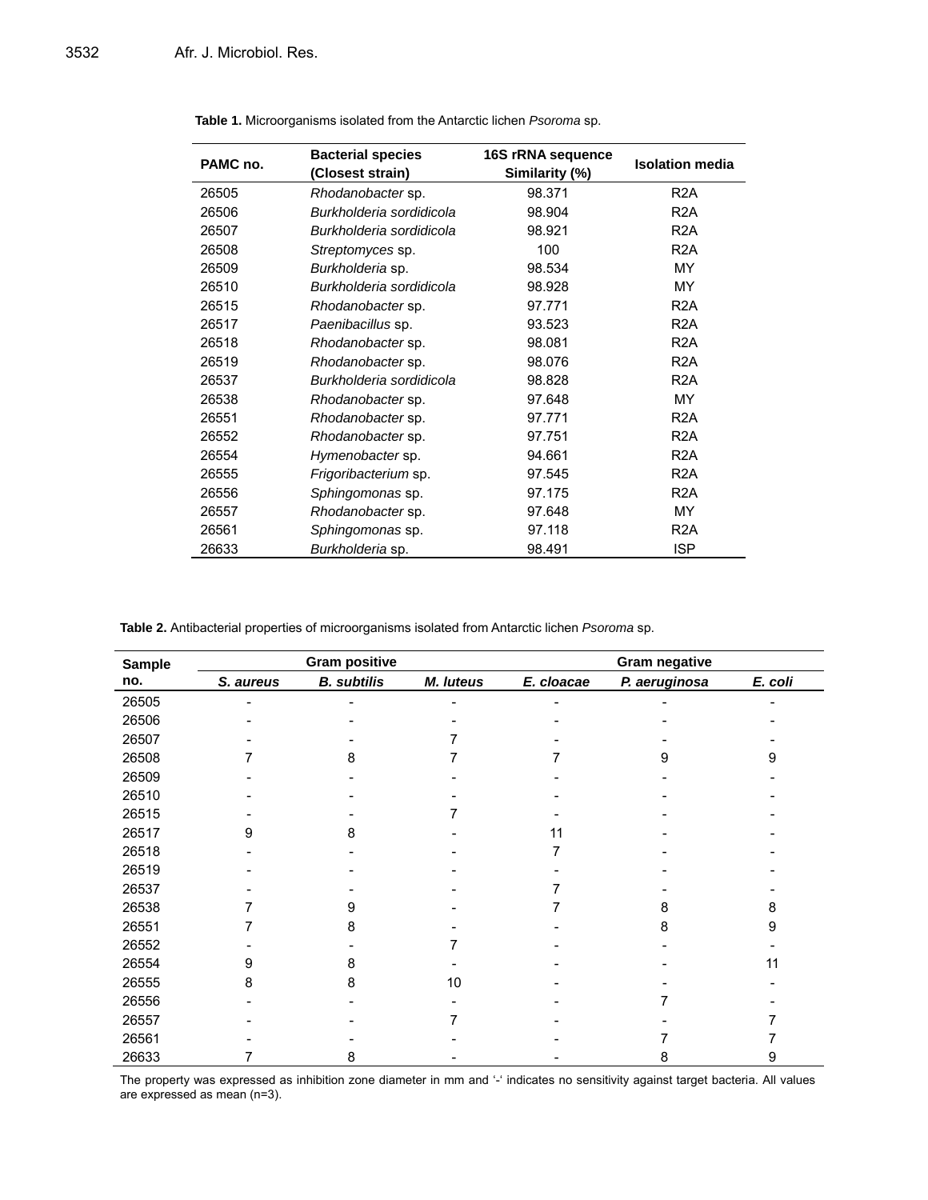**Table 1.** Microorganisms isolated from the Antarctic lichen *Psoroma* sp.

| PAMC no. | Bacterial species (Closest strain) | 16S rRNA sequence Similarity (%) | Isolation media |
|---|---|---|---|
| 26505 | *Rhodanobacter* sp. | 98.371 | R2A |
| 26506 | *Burkholderia sordidicola* | 98.904 | R2A |
| 26507 | *Burkholderia sordidicola* | 98.921 | R2A |
| 26508 | *Streptomyces* sp. | 100 | R2A |
| 26509 | *Burkholderia* sp. | 98.534 | MY |
| 26510 | *Burkholderia sordidicola* | 98.928 | MY |
| 26515 | *Rhodanobacter* sp. | 97.771 | R2A |
| 26517 | *Paenibacillus* sp. | 93.523 | R2A |
| 26518 | *Rhodanobacter* sp. | 98.081 | R2A |
| 26519 | *Rhodanobacter* sp. | 98.076 | R2A |
| 26537 | *Burkholderia sordidicola* | 98.828 | R2A |
| 26538 | *Rhodanobacter* sp. | 97.648 | MY |
| 26551 | *Rhodanobacter* sp. | 97.771 | R2A |
| 26552 | *Rhodanobacter* sp. | 97.751 | R2A |
| 26554 | *Hymenobacter* sp. | 94.661 | R2A |
| 26555 | *Frigoribacterium* sp. | 97.545 | R2A |
| 26556 | *Sphingomonas* sp. | 97.175 | R2A |
| 26557 | *Rhodanobacter* sp. | 97.648 | MY |
| 26561 | *Sphingomonas* sp. | 97.118 | R2A |
| 26633 | *Burkholderia* sp. | 98.491 | ISP |

**Table 2.** Antibacterial properties of microorganisms isolated from Antarctic lichen *Psoroma* sp.

| Sample no. | Gram positive | | | Gram negative | | |
|---|---|---|---|---|---|---|
| | ***S. aureus*** | ***B. subtilis*** | ***M. luteus*** | ***E. cloacae*** | ***P. aeruginosa*** | ***E. coli*** |
| 26505 | - | - | - | - | - | - |
| 26506 | - | - | - | - | - | - |
| 26507 | - | - | 7 | - | - | - |
| 26508 | 7 | 8 | 7 | 7 | 9 | 9 |
| 26509 | - | - | - | - | - | - |
| 26510 | - | - | - | - | - | - |
| 26515 | - | - | 7 | - | - | - |
| 26517 | 9 | 8 | - | 11 | - | - |
| 26518 | - | - | - | 7 | - | - |
| 26519 | - | - | - | - | - | - |
| 26537 | - | - | - | 7 | - | - |
| 26538 | 7 | 9 | - | 7 | 8 | 8 |
| 26551 | 7 | 8 | - | - | 8 | 9 |
| 26552 | - | - | 7 | - | - | - |
| 26554 | 9 | 8 | - | - | - | 11 |
| 26555 | 8 | 8 | 10 | - | - | - |
| 26556 | - | - | - | - | 7 | - |
| 26557 | - | - | 7 | - | - | 7 |
| 26561 | - | - | - | - | 7 | 7 |
| 26633 | 7 | 8 | - | - | 8 | 9 |

The property was expressed as inhibition zone diameter in mm and '-' indicates no sensitivity against target bacteria. All values are expressed as mean (n=3).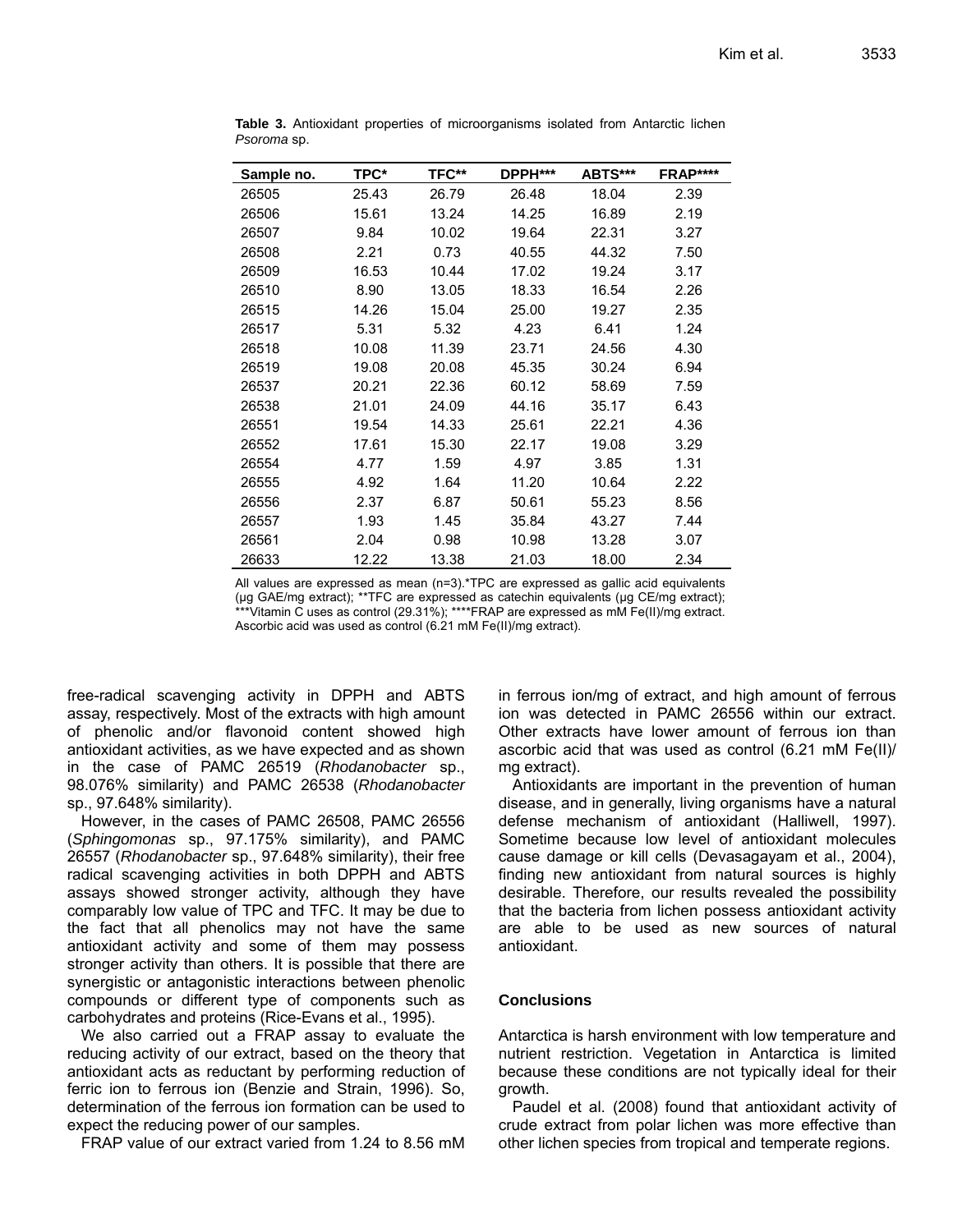**Table 3.** Antioxidant properties of microorganisms isolated from Antarctic lichen *Psoroma* sp.

| Sample no. | TPC* | TFC** | DPPH*** | ABTS*** | FRAP**** |
|---|---|---|---|---|---|
| 26505 | 25.43 | 26.79 | 26.48 | 18.04 | 2.39 |
| 26506 | 15.61 | 13.24 | 14.25 | 16.89 | 2.19 |
| 26507 | 9.84 | 10.02 | 19.64 | 22.31 | 3.27 |
| 26508 | 2.21 | 0.73 | 40.55 | 44.32 | 7.50 |
| 26509 | 16.53 | 10.44 | 17.02 | 19.24 | 3.17 |
| 26510 | 8.90 | 13.05 | 18.33 | 16.54 | 2.26 |
| 26515 | 14.26 | 15.04 | 25.00 | 19.27 | 2.35 |
| 26517 | 5.31 | 5.32 | 4.23 | 6.41 | 1.24 |
| 26518 | 10.08 | 11.39 | 23.71 | 24.56 | 4.30 |
| 26519 | 19.08 | 20.08 | 45.35 | 30.24 | 6.94 |
| 26537 | 20.21 | 22.36 | 60.12 | 58.69 | 7.59 |
| 26538 | 21.01 | 24.09 | 44.16 | 35.17 | 6.43 |
| 26551 | 19.54 | 14.33 | 25.61 | 22.21 | 4.36 |
| 26552 | 17.61 | 15.30 | 22.17 | 19.08 | 3.29 |
| 26554 | 4.77 | 1.59 | 4.97 | 3.85 | 1.31 |
| 26555 | 4.92 | 1.64 | 11.20 | 10.64 | 2.22 |
| 26556 | 2.37 | 6.87 | 50.61 | 55.23 | 8.56 |
| 26557 | 1.93 | 1.45 | 35.84 | 43.27 | 7.44 |
| 26561 | 2.04 | 0.98 | 10.98 | 13.28 | 3.07 |
| 26633 | 12.22 | 13.38 | 21.03 | 18.00 | 2.34 |

All values are expressed as mean (n=3).*TPC are expressed as gallic acid equivalents (μg GAE/mg extract); **TFC are expressed as catechin equivalents (μg CE/mg extract); ***Vitamin C uses as control (29.31%); ****FRAP are expressed as mM Fe(II)/mg extract. Ascorbic acid was used as control (6.21 mM Fe(II)/mg extract).

free-radical scavenging activity in DPPH and ABTS assay, respectively. Most of the extracts with high amount of phenolic and/or flavonoid content showed high antioxidant activities, as we have expected and as shown in the case of PAMC 26519 (*Rhodanobacter* sp., 98.076% similarity) and PAMC 26538 (*Rhodanobacter* sp., 97.648% similarity).

However, in the cases of PAMC 26508, PAMC 26556 (*Sphingomonas* sp., 97.175% similarity), and PAMC 26557 (*Rhodanobacter* sp., 97.648% similarity), their free radical scavenging activities in both DPPH and ABTS assays showed stronger activity, although they have comparably low value of TPC and TFC. It may be due to the fact that all phenolics may not have the same antioxidant activity and some of them may possess stronger activity than others. It is possible that there are synergistic or antagonistic interactions between phenolic compounds or different type of components such as carbohydrates and proteins (Rice-Evans et al., 1995).

We also carried out a FRAP assay to evaluate the reducing activity of our extract, based on the theory that antioxidant acts as reductant by performing reduction of ferric ion to ferrous ion (Benzie and Strain, 1996). So, determination of the ferrous ion formation can be used to expect the reducing power of our samples.

FRAP value of our extract varied from 1.24 to 8.56 mM in ferrous ion/mg of extract, and high amount of ferrous ion was detected in PAMC 26556 within our extract. Other extracts have lower amount of ferrous ion than ascorbic acid that was used as control (6.21 mM Fe(II)/ mg extract).

Antioxidants are important in the prevention of human disease, and in generally, living organisms have a natural defense mechanism of antioxidant (Halliwell, 1997). Sometime because low level of antioxidant molecules cause damage or kill cells (Devasagayam et al., 2004), finding new antioxidant from natural sources is highly desirable. Therefore, our results revealed the possibility that the bacteria from lichen possess antioxidant activity are able to be used as new sources of natural antioxidant.

## Conclusions

Antarctica is harsh environment with low temperature and nutrient restriction. Vegetation in Antarctica is limited because these conditions are not typically ideal for their growth.

Paudel et al. (2008) found that antioxidant activity of crude extract from polar lichen was more effective than other lichen species from tropical and temperate regions.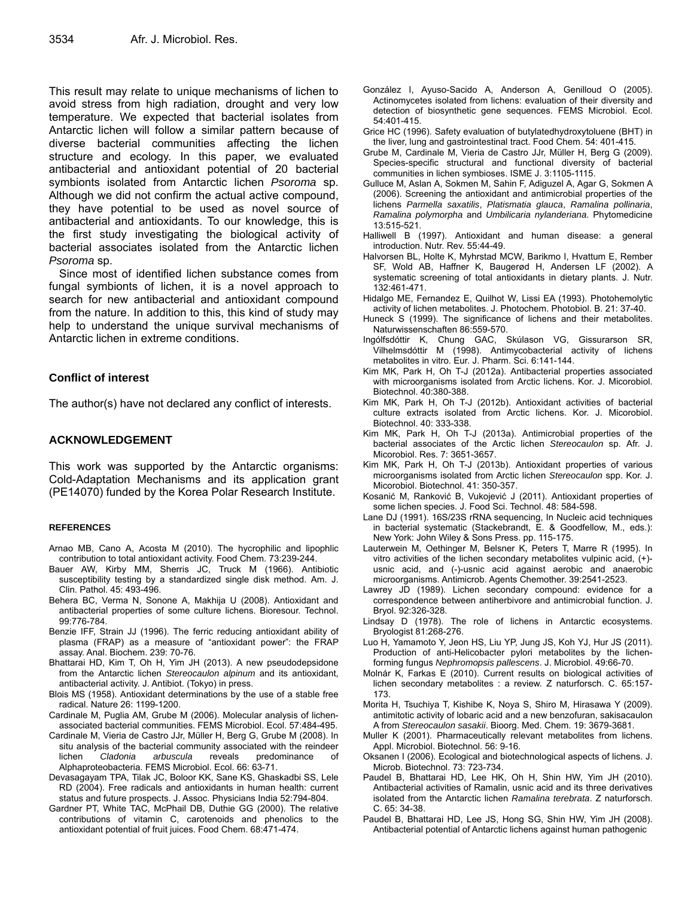This result may relate to unique mechanisms of lichen to avoid stress from high radiation, drought and very low temperature. We expected that bacterial isolates from Antarctic lichen will follow a similar pattern because of diverse bacterial communities affecting the lichen structure and ecology. In this paper, we evaluated antibacterial and antioxidant potential of 20 bacterial symbionts isolated from Antarctic lichen *Psoroma* sp. Although we did not confirm the actual active compound, they have potential to be used as novel source of antibacterial and antioxidants. To our knowledge, this is the first study investigating the biological activity of bacterial associates isolated from the Antarctic lichen *Psoroma* sp.

Since most of identified lichen substance comes from fungal symbionts of lichen, it is a novel approach to search for new antibacterial and antioxidant compound from the nature. In addition to this, this kind of study may help to understand the unique survival mechanisms of Antarctic lichen in extreme conditions.

## Conflict of interest

The author(s) have not declared any conflict of interests.

## ACKNOWLEDGEMENT

This work was supported by the Antarctic organisms: Cold-Adaptation Mechanisms and its application grant (PE14070) funded by the Korea Polar Research Institute.

## REFERENCES

Arnao MB, Cano A, Acosta M (2010). The hycrophilic and lipophlic contribution to total antioxidant activity. Food Chem. 73:239-244.

Bauer AW, Kirby MM, Sherris JC, Truck M (1966). Antibiotic susceptibility testing by a standardized single disk method. Am. J. Clin. Pathol. 45: 493-496.

Behera BC, Verma N, Sonone A, Makhija U (2008). Antioxidant and antibacterial properties of some culture lichens. Bioresour. Technol. 99:776-784.

Benzie IFF, Strain JJ (1996). The ferric reducing antioxidant ability of plasma (FRAP) as a measure of "antioxidant power": the FRAP assay. Anal. Biochem. 239: 70-76.

Bhattarai HD, Kim T, Oh H, Yim JH (2013). A new pseudodepsidone from the Antarctic lichen *Stereocaulon alpinum* and its antioxidant, antibacterial activity. J. Antibiot. (Tokyo) in press.

Blois MS (1958). Antioxidant determinations by the use of a stable free radical. Nature 26: 1199-1200.

Cardinale M, Puglia AM, Grube M (2006). Molecular analysis of lichen-associated bacterial communities. FEMS Microbiol. Ecol. 57:484-495.

Cardinale M, Vieria de Castro JJr, Müller H, Berg G, Grube M (2008). In situ analysis of the bacterial community associated with the reindeer lichen *Cladonia arbuscula* reveals predominance of Alphaproteobacteria. FEMS Microbiol. Ecol. 66: 63-71.

Devasagayam TPA, Tilak JC, Boloor KK, Sane KS, Ghaskadbi SS, Lele RD (2004). Free radicals and antioxidants in human health: current status and future prospects. J. Assoc. Physicians India 52:794-804.

Gardner PT, White TAC, McPhail DB, Duthie GG (2000). The relative contributions of vitamin C, carotenoids and phenolics to the antioxidant potential of fruit juices. Food Chem. 68:471-474.

González I, Ayuso-Sacido A, Anderson A, Genilloud O (2005). Actinomycetes isolated from lichens: evaluation of their diversity and detection of biosynthetic gene sequences. FEMS Microbiol. Ecol. 54:401-415.

Grice HC (1996). Safety evaluation of butylatedhydroxytoluene (BHT) in the liver, lung and gastrointestinal tract. Food Chem. 54: 401-415.

Grube M, Cardinale M, Vieria de Castro JJr, Müller H, Berg G (2009). Species-specific structural and functional diversity of bacterial communities in lichen symbioses. ISME J. 3:1105-1115.

Gulluce M, Aslan A, Sokmen M, Sahin F, Adiguzel A, Agar G, Sokmen A (2006). Screening the antioxidant and antimicrobial properties of the lichens *Parmella saxatilis*, *Platismatia glauca*, *Ramalina pollinaria*, *Ramalina polymorpha* and *Umbilicaria nylanderiana*. Phytomedicine 13:515-521.

Halliwell B (1997). Antioxidant and human disease: a general introduction. Nutr. Rev. 55:44-49.

Halvorsen BL, Holte K, Myhrstad MCW, Barikmo I, Hvattum E, Rember SF, Wold AB, Haffner K, Baugerød H, Andersen LF (2002). A systematic screening of total antioxidants in dietary plants. J. Nutr. 132:461-471.

Hidalgo ME, Fernandez E, Quilhot W, Lissi EA (1993). Photohemolytic activity of lichen metabolites. J. Photochem. Photobiol. B. 21: 37-40.

Huneck S (1999). The significance of lichens and their metabolites. Naturwissenschaften 86:559-570.

Ingólfsdóttir K, Chung GAC, Skúlason VG, Gissurarson SR, Vilhelmsdóttir M (1998). Antimycobacterial activity of lichens metabolites in vitro. Eur. J. Pharm. Sci. 6:141-144.

Kim MK, Park H, Oh T-J (2012a). Antibacterial properties associated with microorganisms isolated from Arctic lichens. Kor. J. Micorobiol. Biotechnol. 40:380-388.

Kim MK, Park H, Oh T-J (2012b). Antioxidant activities of bacterial culture extracts isolated from Arctic lichens. Kor. J. Micorobiol. Biotechnol. 40: 333-338.

Kim MK, Park H, Oh T-J (2013a). Antimicrobial properties of the bacterial associates of the Arctic lichen *Stereocaulon* sp. Afr. J. Micorobiol. Res. 7: 3651-3657.

Kim MK, Park H, Oh T-J (2013b). Antioxidant properties of various microorganisms isolated from Arctic lichen *Stereocaulon* spp. Kor. J. Micorobiol. Biotechnol. 41: 350-357.

Kosanić M, Ranković B, Vukojević J (2011). Antioxidant properties of some lichen species. J. Food Sci. Technol. 48: 584-598.

Lane DJ (1991). 16S/23S rRNA sequencing, In Nucleic acid techniques in bacterial systematic (Stackebrandt, E. & Goodfellow, M., eds.): New York: John Wiley & Sons Press. pp. 115-175.

Lauterwein M, Oethinger M, Belsner K, Peters T, Marre R (1995). In vitro activities of the lichen secondary metabolites vulpinic acid, (+)-usnic acid, and (-)-usnic acid against aerobic and anaerobic microorganisms. Antimicrob. Agents Chemother. 39:2541-2523.

Lawrey JD (1989). Lichen secondary compound: evidence for a correspondence between antiherbivore and antimicrobial function. J. Bryol. 92:326-328.

Lindsay D (1978). The role of lichens in Antarctic ecosystems. Bryologist 81:268-276.

Luo H, Yamamoto Y, Jeon HS, Liu YP, Jung JS, Koh YJ, Hur JS (2011). Production of anti-Helicobacter pylori metabolites by the lichen-forming fungus *Nephromopsis pallescens*. J. Microbiol. 49:66-70.

Molnár K, Farkas E (2010). Current results on biological activities of lichen secondary metabolites : a review. Z naturforsch. C. 65:157-173.

Morita H, Tsuchiya T, Kishibe K, Noya S, Shiro M, Hirasawa Y (2009). antimitotic activity of lobaric acid and a new benzofuran, sakisacaulon A from *Stereocaulon sasakii*. Bioorg. Med. Chem. 19: 3679-3681.

Muller K (2001). Pharmaceutically relevant metabolites from lichens. Appl. Microbiol. Biotechnol. 56: 9-16.

Oksanen I (2006). Ecological and biotechnological aspects of lichens. J. Microb. Biotechnol. 73: 723-734.

Paudel B, Bhattarai HD, Lee HK, Oh H, Shin HW, Yim JH (2010). Antibacterial activities of Ramalin, usnic acid and its three derivatives isolated from the Antarctic lichen *Ramalina terebrata*. Z naturforsch. C. 65: 34-38.

Paudel B, Bhattarai HD, Lee JS, Hong SG, Shin HW, Yim JH (2008). Antibacterial potential of Antarctic lichens against human pathogenic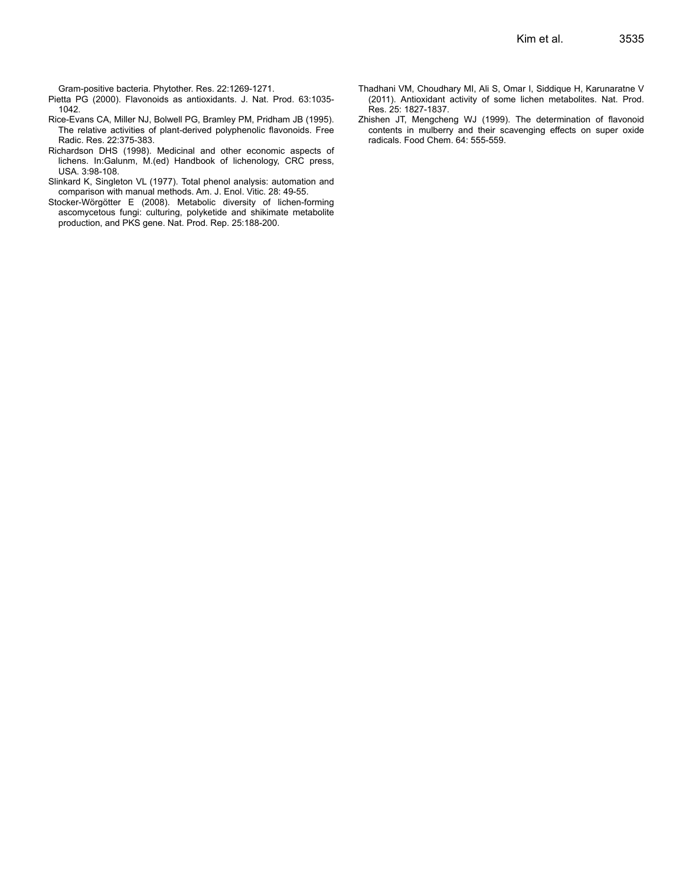Gram-positive bacteria. Phytother. Res. 22:1269-1271.

Pietta PG (2000). Flavonoids as antioxidants. J. Nat. Prod. 63:1035-1042.

Rice-Evans CA, Miller NJ, Bolwell PG, Bramley PM, Pridham JB (1995). The relative activities of plant-derived polyphenolic flavonoids. Free Radic. Res. 22:375-383.

Richardson DHS (1998). Medicinal and other economic aspects of lichens. In:Galunm, M.(ed) Handbook of lichenology, CRC press, USA. 3:98-108.

Slinkard K, Singleton VL (1977). Total phenol analysis: automation and comparison with manual methods. Am. J. Enol. Vitic. 28: 49-55.

Stocker-Wörgötter E (2008). Metabolic diversity of lichen-forming ascomycetous fungi: culturing, polyketide and shikimate metabolite production, and PKS gene. Nat. Prod. Rep. 25:188-200.

Thadhani VM, Choudhary MI, Ali S, Omar I, Siddique H, Karunaratne V (2011). Antioxidant activity of some lichen metabolites. Nat. Prod. Res. 25: 1827-1837.

Zhishen JT, Mengcheng WJ (1999). The determination of flavonoid contents in mulberry and their scavenging effects on super oxide radicals. Food Chem. 64: 555-559.